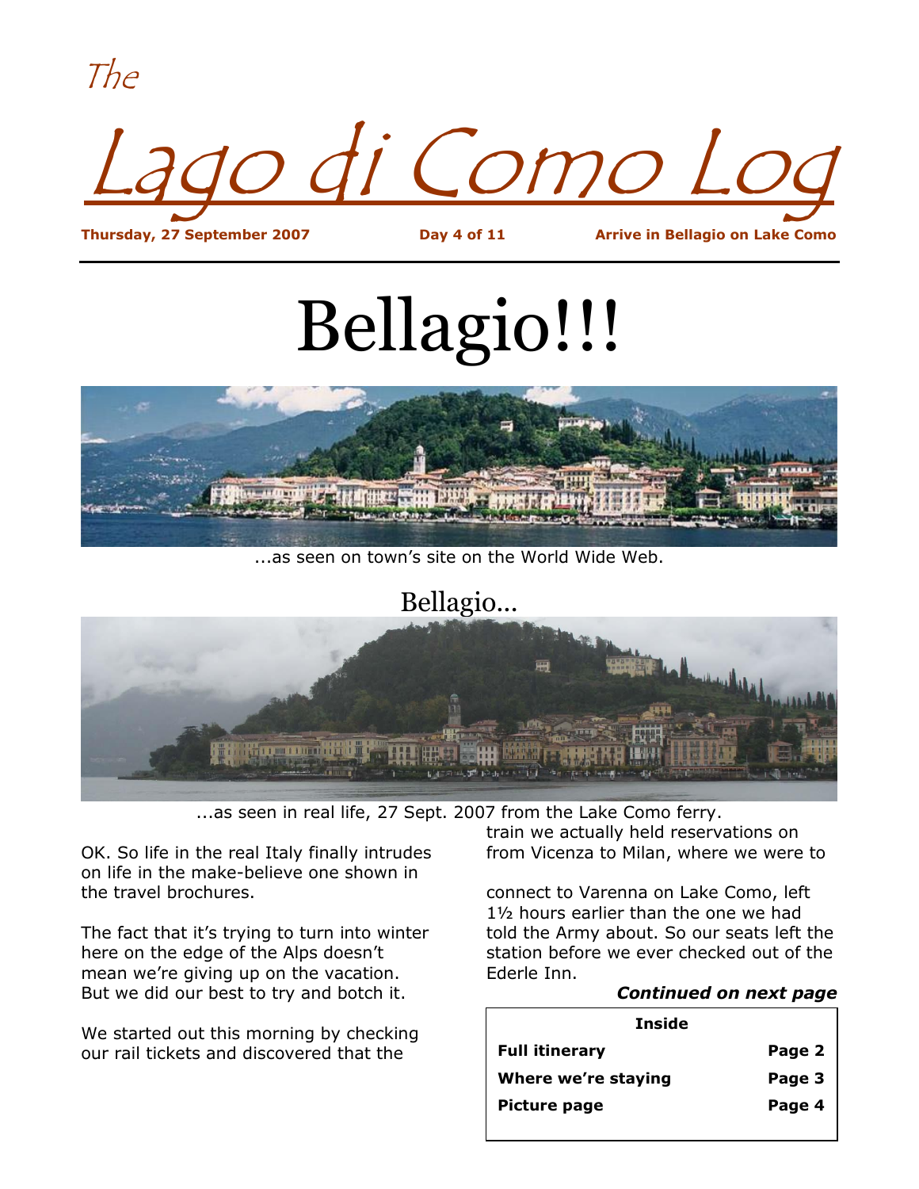# The Lago di Como Log

**Thursday, 27 September 2007** **Day 4 of 11** **Arrive in Bellagio on Lake Como**

# Bellagio!!!

...as seen on town's site on the World Wide Web.

Bellagio...

...as seen in real life, 27 Sept. 2007 from the Lake Como ferry.

OK. So life in the real Italy finally intrudes on life in the make-believe one shown in the travel brochures.

The fact that it's trying to turn into winter here on the edge of the Alps doesn't mean we're giving up on the vacation. But we did our best to try and botch it.

We started out this morning by checking our rail tickets and discovered that the train we actually held reservations on from Vicenza to Milan, where we were to connect to Varenna on Lake Como, left 1½ hours earlier than the one we had told the Army about. So our seats left the station before we ever checked out of the Ederle Inn.

***Continued on next page***

| Inside | |
|---|---|
| **Full itinerary** | **Page 2** |
| **Where we're staying** | **Page 3** |
| **Picture page** | **Page 4** |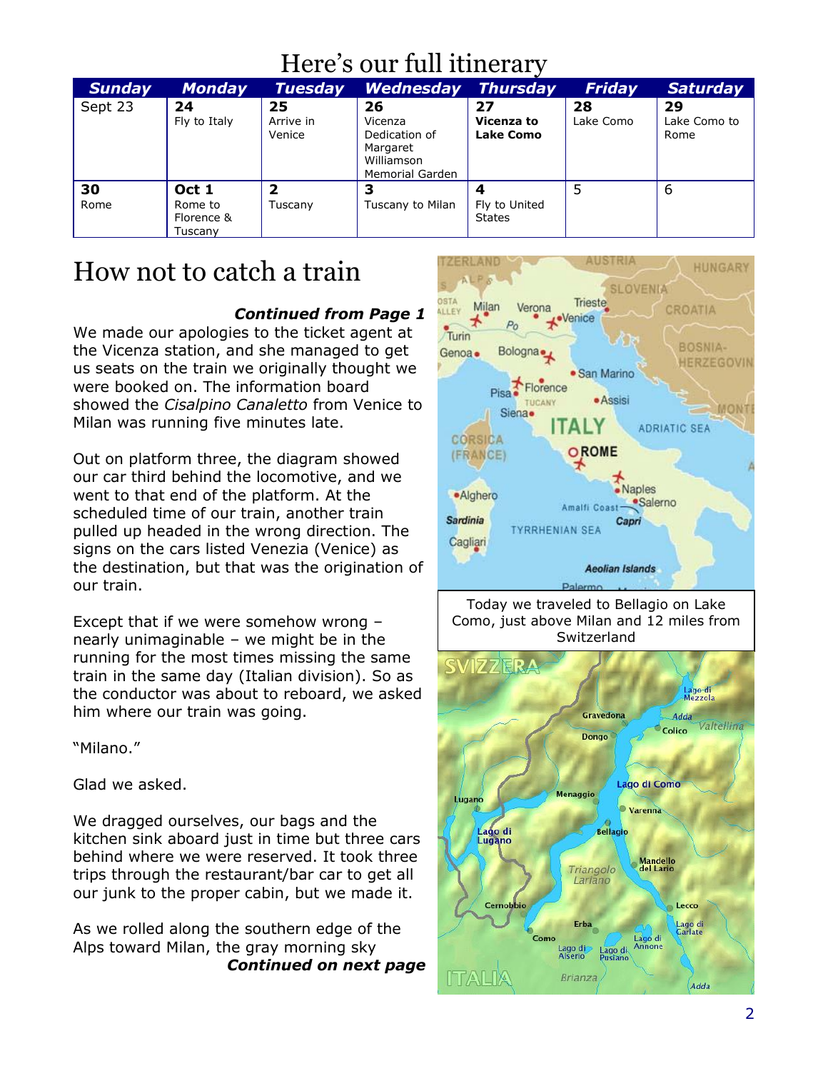# Here's our full itinerary

| Sunday | Monday | Tuesday | Wednesday | Thursday | Friday | Saturday |
|---|---|---|---|---|---|---|
| Sept 23 | **24** Fly to Italy | **25** Arrive in Venice | **26** Vicenza Dedication of Margaret Williamson Memorial Garden | **27** **Vicenza to Lake Como** | **28** Lake Como | **29** Lake Como to Rome |
| **30** Rome | **Oct 1** Rome to Florence & Tuscany | **2** Tuscany | **3** Tuscany to Milan | **4** Fly to United States | 5 | 6 |

# How not to catch a train

***Continued from Page 1***

We made our apologies to the ticket agent at the Vicenza station, and she managed to get us seats on the train we originally thought we were booked on. The information board showed the *Cisalpino Canaletto* from Venice to Milan was running five minutes late.

Out on platform three, the diagram showed our car third behind the locomotive, and we went to that end of the platform. At the scheduled time of our train, another train pulled up headed in the wrong direction. The signs on the cars listed Venezia (Venice) as the destination, but that was the origination of our train.

Except that if we were somehow wrong – nearly unimaginable – we might be in the running for the most times missing the same train in the same day (Italian division). So as the conductor was about to reboard, we asked him where our train was going.

"Milano."

Glad we asked.

We dragged ourselves, our bags and the kitchen sink aboard just in time but three cars behind where we were reserved. It took three trips through the restaurant/bar car to get all our junk to the proper cabin, but we made it.

As we rolled along the southern edge of the Alps toward Milan, the gray morning sky

***Continued on next page***

Today we traveled to Bellagio on Lake Como, just above Milan and 12 miles from Switzerland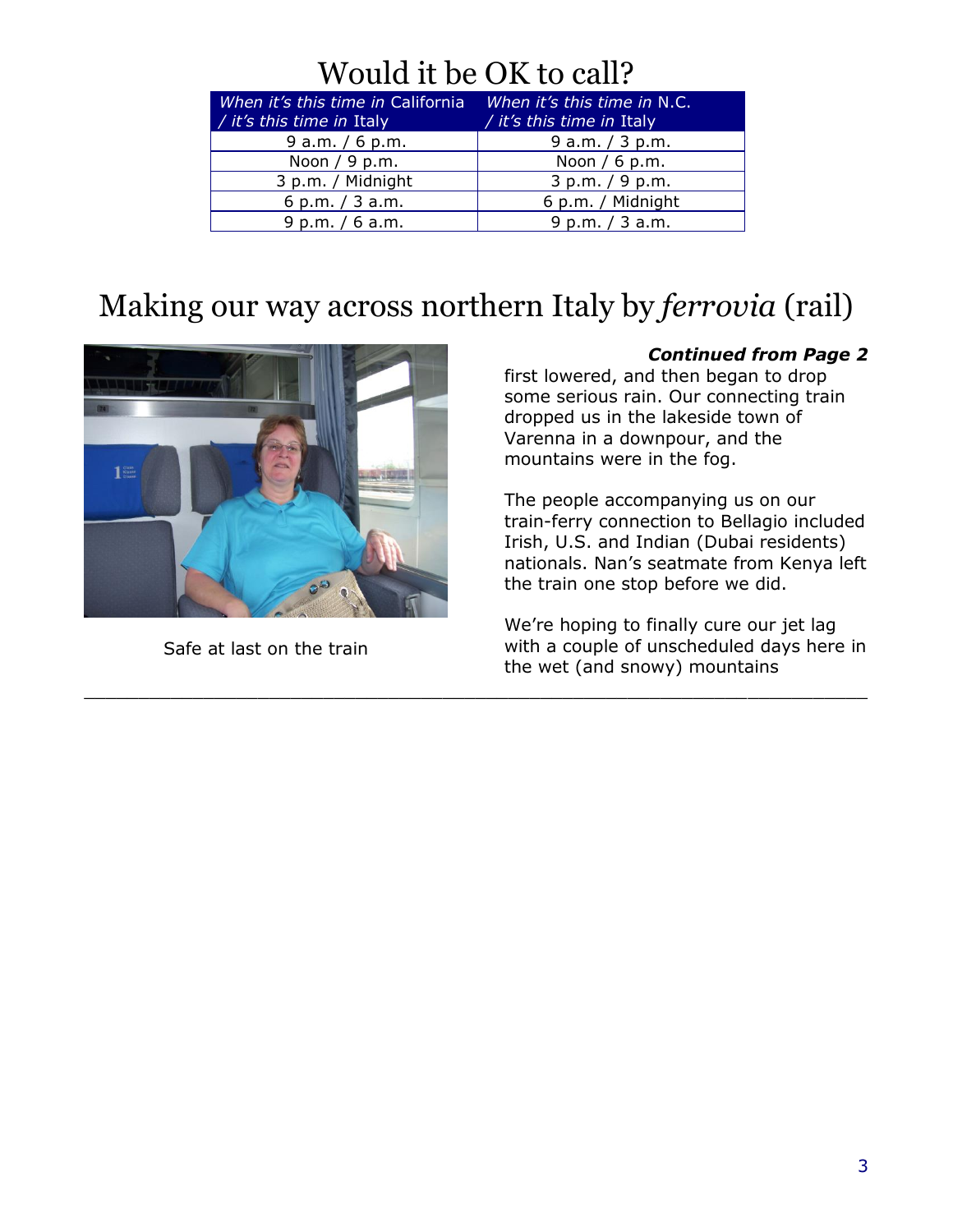# Would it be OK to call?

| *When it's this time in* California / *it's this time in* Italy | *When it's this time in* N.C. / *it's this time in* Italy |
|---|---|
| 9 a.m. / 6 p.m. | 9 a.m. / 3 p.m. |
| Noon / 9 p.m. | Noon / 6 p.m. |
| 3 p.m. / Midnight | 3 p.m. / 9 p.m. |
| 6 p.m. / 3 a.m. | 6 p.m. / Midnight |
| 9 p.m. / 6 a.m. | 9 p.m. / 3 a.m. |

# Making our way across northern Italy by *ferrovia* (rail)

Safe at last on the train

***Continued from Page 2***

first lowered, and then began to drop some serious rain. Our connecting train dropped us in the lakeside town of Varenna in a downpour, and the mountains were in the fog.

The people accompanying us on our train-ferry connection to Bellagio included Irish, U.S. and Indian (Dubai residents) nationals. Nan's seatmate from Kenya left the train one stop before we did.

We're hoping to finally cure our jet lag with a couple of unscheduled days here in the wet (and snowy) mountains

---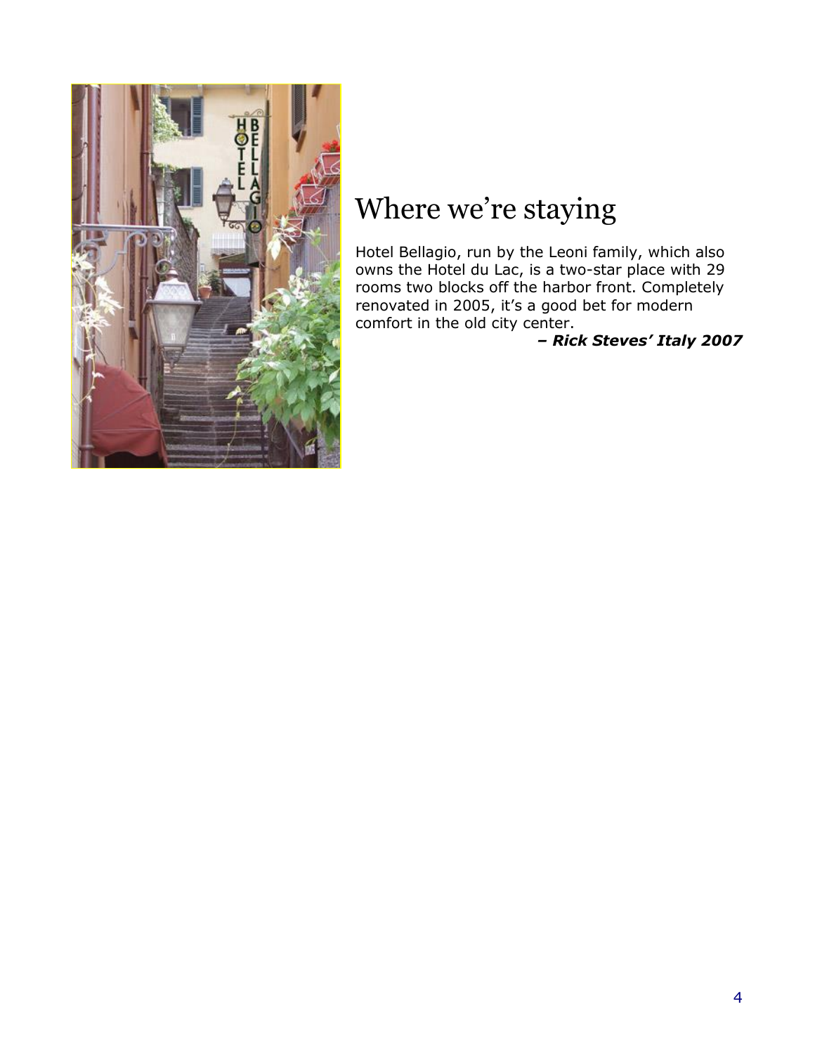# Where we're staying

Hotel Bellagio, run by the Leoni family, which also owns the Hotel du Lac, is a two-star place with 29 rooms two blocks off the harbor front. Completely renovated in 2005, it's a good bet for modern comfort in the old city center.

***– Rick Steves' Italy 2007***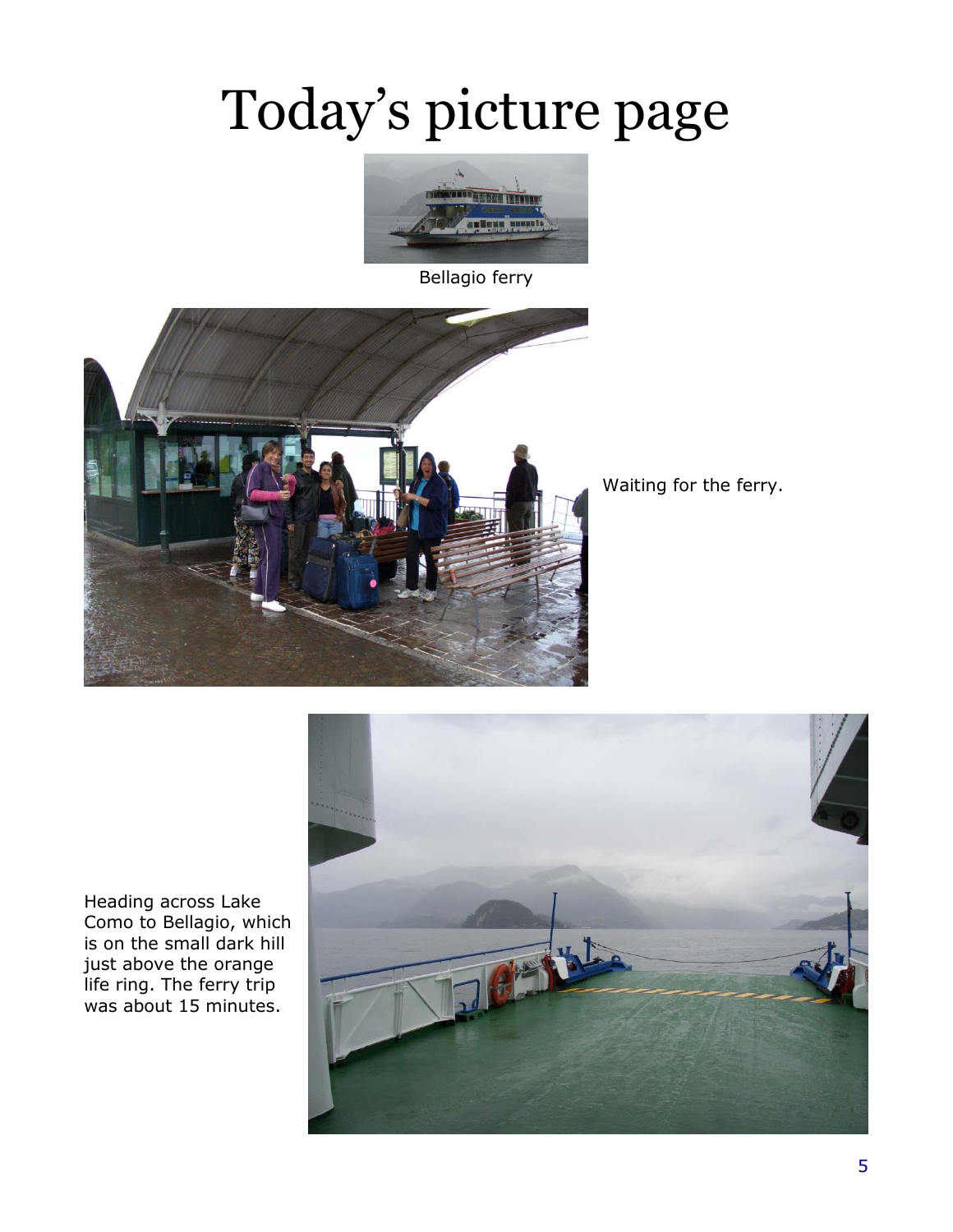# Today's picture page

Bellagio ferry

Waiting for the ferry.

Heading across Lake Como to Bellagio, which is on the small dark hill just above the orange life ring. The ferry trip was about 15 minutes.